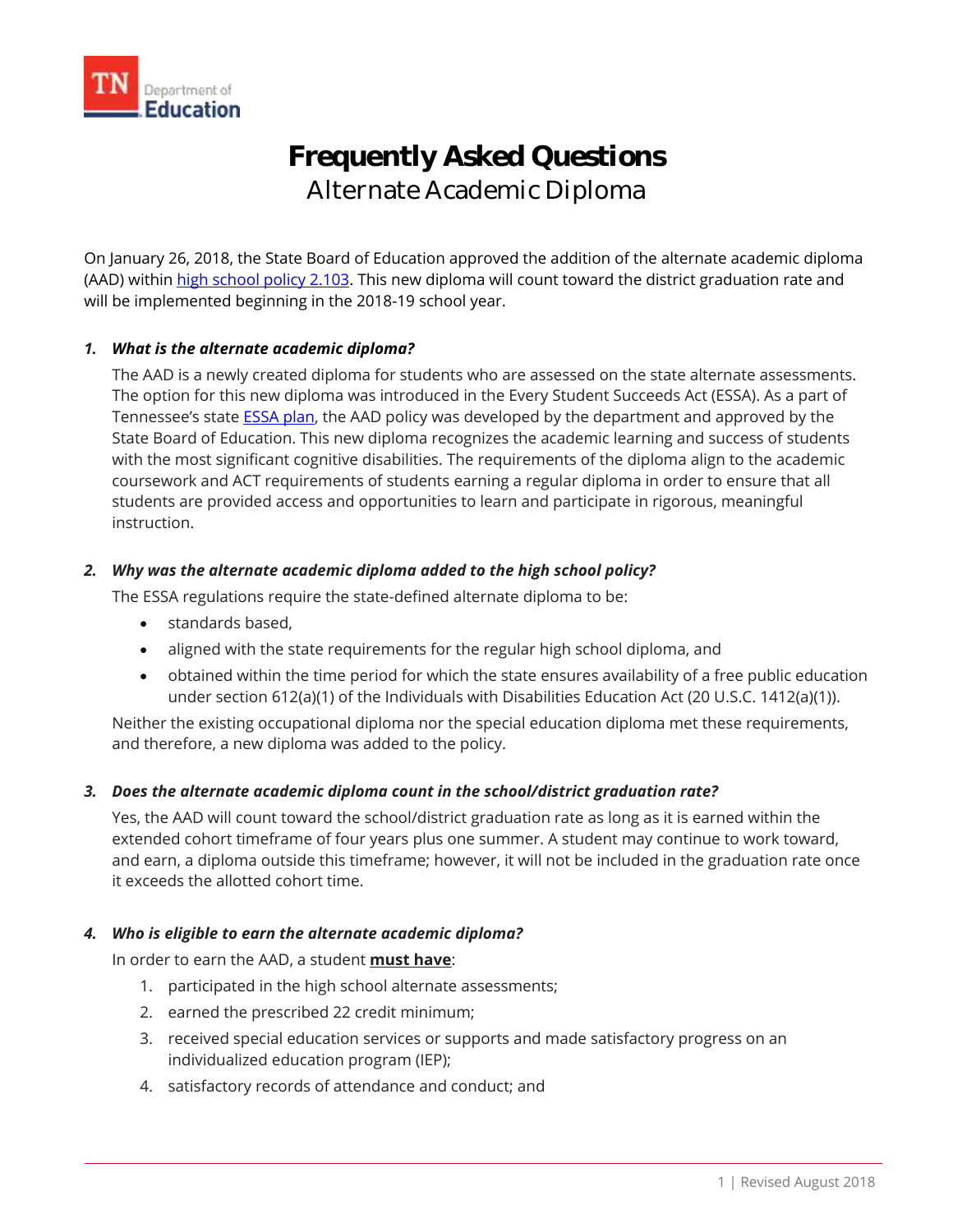# Frequently Asked Questions

## Alternate Academic Diploma

On January 26, 2018, the State Board of Education approved the addition of the alternate academic diploma (AAD) within [high school policy 2.103](). This new diploma will count toward the district graduation rate and will be implemented beginning in the 2018-19 school year.

### 1. *What is the alternate academic diploma?*

The AAD is a newly created diploma for students who are assessed on the state alternate assessments. The option for this new diploma was introduced in the Every Student Succeeds Act (ESSA). As a part of Tennessee's state [ESSA plan](), the AAD policy was developed by the department and approved by the State Board of Education. This new diploma recognizes the academic learning and success of students with the most significant cognitive disabilities. The requirements of the diploma align to the academic coursework and ACT requirements of students earning a regular diploma in order to ensure that all students are provided access and opportunities to learn and participate in rigorous, meaningful instruction.

### 2. *Why was the alternate academic diploma added to the high school policy?*

The ESSA regulations require the state-defined alternate diploma to be:

- standards based,
- aligned with the state requirements for the regular high school diploma, and
- obtained within the time period for which the state ensures availability of a free public education under section 612(a)(1) of the Individuals with Disabilities Education Act (20 U.S.C. 1412(a)(1)).

Neither the existing occupational diploma nor the special education diploma met these requirements, and therefore, a new diploma was added to the policy.

### 3. *Does the alternate academic diploma count in the school/district graduation rate?*

Yes, the AAD will count toward the school/district graduation rate as long as it is earned within the extended cohort timeframe of four years plus one summer. A student may continue to work toward, and earn, a diploma outside this timeframe; however, it will not be included in the graduation rate once it exceeds the allotted cohort time.

### 4. *Who is eligible to earn the alternate academic diploma?*

In order to earn the AAD, a student **must have**:

1. participated in the high school alternate assessments;
2. earned the prescribed 22 credit minimum;
3. received special education services or supports and made satisfactory progress on an individualized education program (IEP);
4. satisfactory records of attendance and conduct; and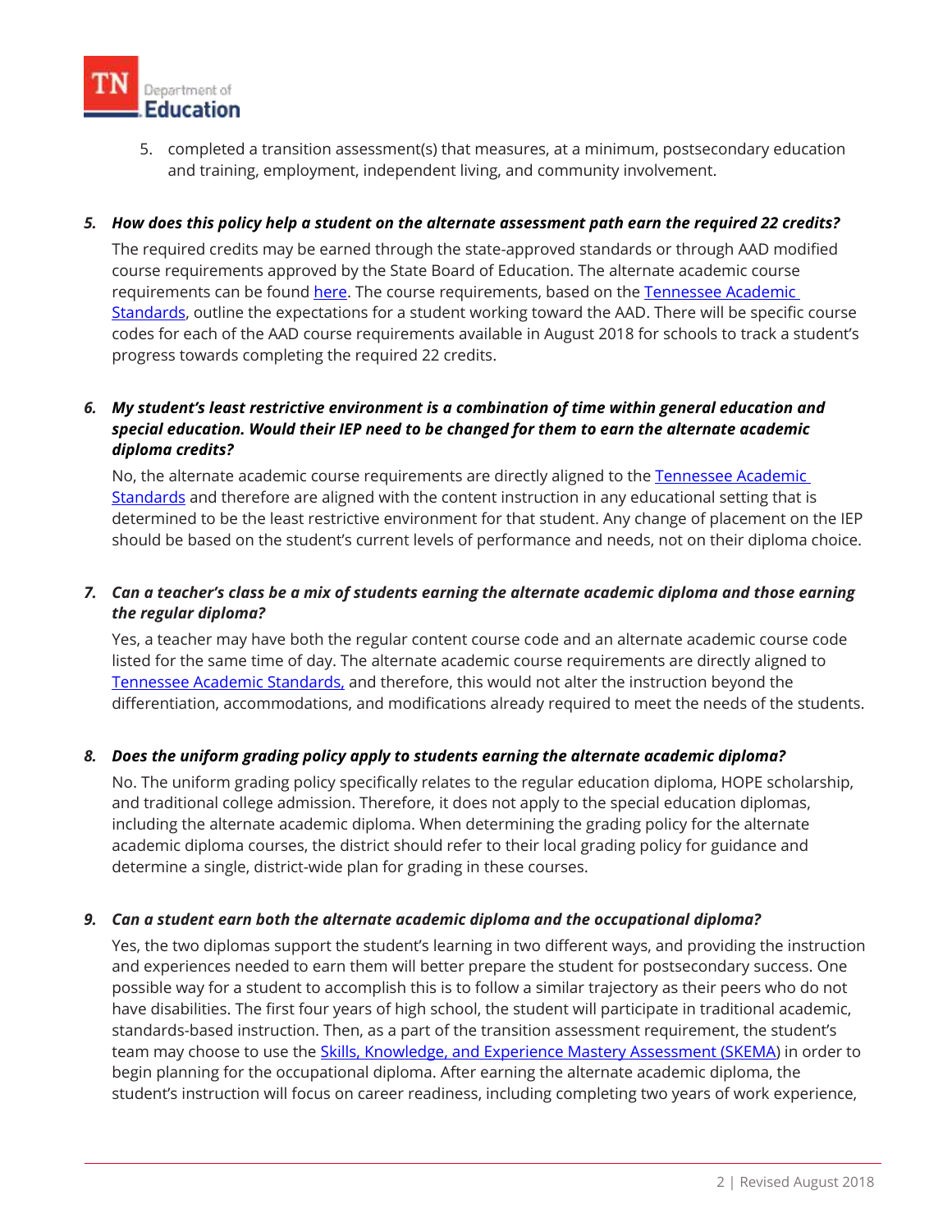5. completed a transition assessment(s) that measures, at a minimum, postsecondary education and training, employment, independent living, and community involvement.

5. ***How does this policy help a student on the alternate assessment path earn the required 22 credits?***

   The required credits may be earned through the state-approved standards or through AAD modified course requirements approved by the State Board of Education. The alternate academic course requirements can be found here. The course requirements, based on the Tennessee Academic Standards, outline the expectations for a student working toward the AAD. There will be specific course codes for each of the AAD course requirements available in August 2018 for schools to track a student's progress towards completing the required 22 credits.

6. ***My student's least restrictive environment is a combination of time within general education and special education. Would their IEP need to be changed for them to earn the alternate academic diploma credits?***

   No, the alternate academic course requirements are directly aligned to the Tennessee Academic Standards and therefore are aligned with the content instruction in any educational setting that is determined to be the least restrictive environment for that student. Any change of placement on the IEP should be based on the student's current levels of performance and needs, not on their diploma choice.

7. ***Can a teacher's class be a mix of students earning the alternate academic diploma and those earning the regular diploma?***

   Yes, a teacher may have both the regular content course code and an alternate academic course code listed for the same time of day. The alternate academic course requirements are directly aligned to Tennessee Academic Standards, and therefore, this would not alter the instruction beyond the differentiation, accommodations, and modifications already required to meet the needs of the students.

8. ***Does the uniform grading policy apply to students earning the alternate academic diploma?***

   No. The uniform grading policy specifically relates to the regular education diploma, HOPE scholarship, and traditional college admission. Therefore, it does not apply to the special education diplomas, including the alternate academic diploma. When determining the grading policy for the alternate academic diploma courses, the district should refer to their local grading policy for guidance and determine a single, district-wide plan for grading in these courses.

9. ***Can a student earn both the alternate academic diploma and the occupational diploma?***

   Yes, the two diplomas support the student's learning in two different ways, and providing the instruction and experiences needed to earn them will better prepare the student for postsecondary success. One possible way for a student to accomplish this is to follow a similar trajectory as their peers who do not have disabilities. The first four years of high school, the student will participate in traditional academic, standards-based instruction. Then, as a part of the transition assessment requirement, the student's team may choose to use the Skills, Knowledge, and Experience Mastery Assessment (SKEMA) in order to begin planning for the occupational diploma. After earning the alternate academic diploma, the student's instruction will focus on career readiness, including completing two years of work experience,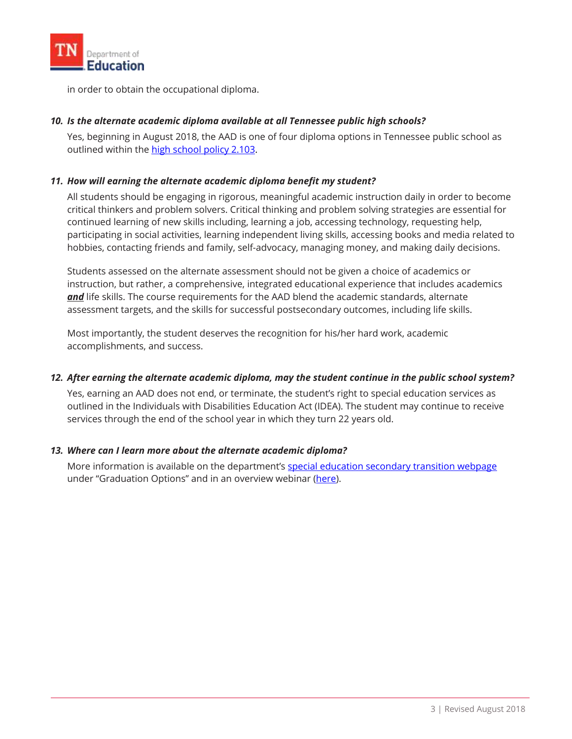in order to obtain the occupational diploma.

***10. Is the alternate academic diploma available at all Tennessee public high schools?***

Yes, beginning in August 2018, the AAD is one of four diploma options in Tennessee public school as outlined within the [high school policy 2.103](high school policy 2.103).

***11. How will earning the alternate academic diploma benefit my student?***

All students should be engaging in rigorous, meaningful academic instruction daily in order to become critical thinkers and problem solvers. Critical thinking and problem solving strategies are essential for continued learning of new skills including, learning a job, accessing technology, requesting help, participating in social activities, learning independent living skills, accessing books and media related to hobbies, contacting friends and family, self-advocacy, managing money, and making daily decisions.

Students assessed on the alternate assessment should not be given a choice of academics or instruction, but rather, a comprehensive, integrated educational experience that includes academics ***and*** life skills. The course requirements for the AAD blend the academic standards, alternate assessment targets, and the skills for successful postsecondary outcomes, including life skills.

Most importantly, the student deserves the recognition for his/her hard work, academic accomplishments, and success.

***12. After earning the alternate academic diploma, may the student continue in the public school system?***

Yes, earning an AAD does not end, or terminate, the student's right to special education services as outlined in the Individuals with Disabilities Education Act (IDEA). The student may continue to receive services through the end of the school year in which they turn 22 years old.

***13. Where can I learn more about the alternate academic diploma?***

More information is available on the department's special education secondary transition webpage under "Graduation Options" and in an overview webinar (here).